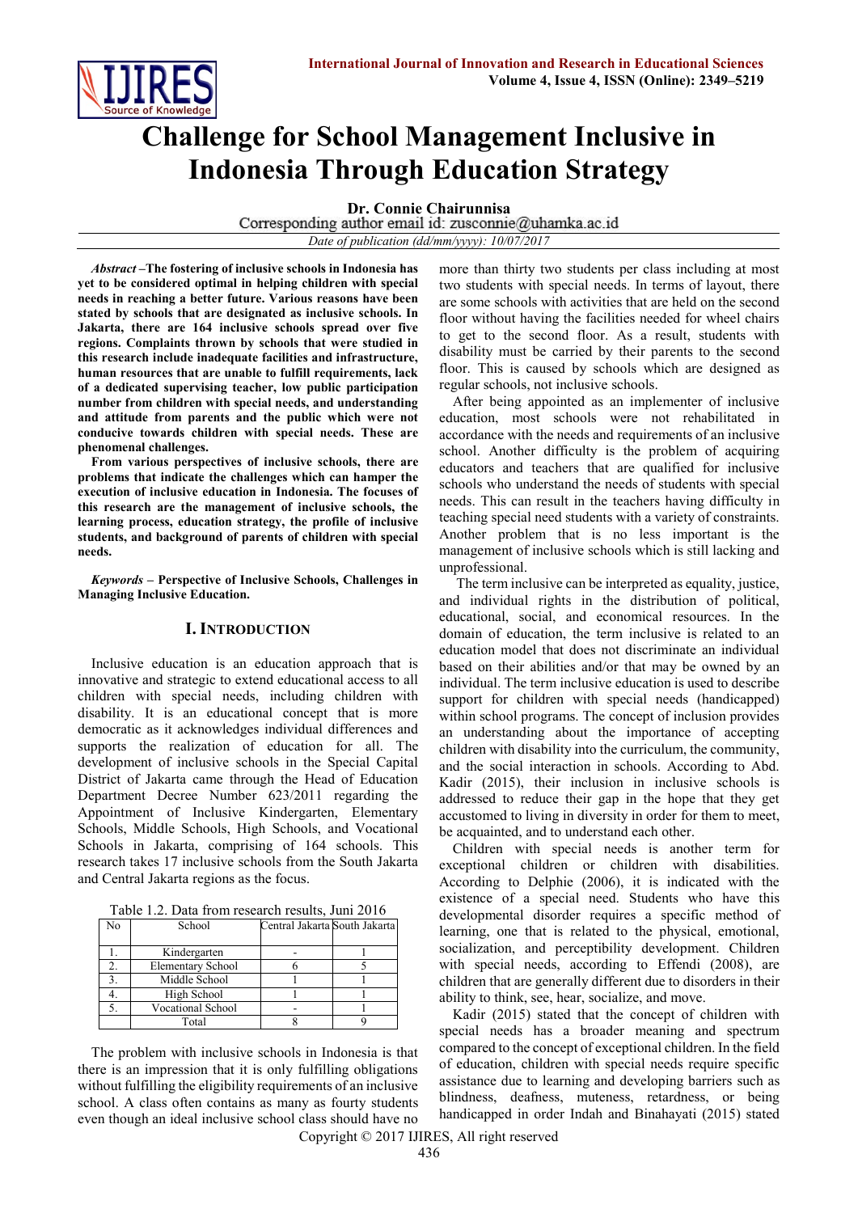# Challenge for School Management Inclusive in Indonesia Through Education Strategy

**Dr. Connie Chairunnisa**

Corresponding author email id: zusconnie@uhamka.ac.id

*Date of publication (dd/mm/yyyy): 10/07/2017*

***Abstract* –The fostering of inclusive schools in Indonesia has yet to be considered optimal in helping children with special needs in reaching a better future. Various reasons have been stated by schools that are designated as inclusive schools. In Jakarta, there are 164 inclusive schools spread over five regions. Complaints thrown by schools that were studied in this research include inadequate facilities and infrastructure, human resources that are unable to fulfill requirements, lack of a dedicated supervising teacher, low public participation number from children with special needs, and understanding and attitude from parents and the public which were not conducive towards children with special needs. These are phenomenal challenges.**

**From various perspectives of inclusive schools, there are problems that indicate the challenges which can hamper the execution of inclusive education in Indonesia. The focuses of this research are the management of inclusive schools, the learning process, education strategy, the profile of inclusive students, and background of parents of children with special needs.**

***Keywords* – Perspective of Inclusive Schools, Challenges in Managing Inclusive Education.**

## I. Introduction

Inclusive education is an education approach that is innovative and strategic to extend educational access to all children with special needs, including children with disability. It is an educational concept that is more democratic as it acknowledges individual differences and supports the realization of education for all. The development of inclusive schools in the Special Capital District of Jakarta came through the Head of Education Department Decree Number 623/2011 regarding the Appointment of Inclusive Kindergarten, Elementary Schools, Middle Schools, High Schools, and Vocational Schools in Jakarta, comprising of 164 schools. This research takes 17 inclusive schools from the South Jakarta and Central Jakarta regions as the focus.

Table 1.2. Data from research results, Juni 2016

| No | School | Central Jakarta | South Jakarta |
|---|---|---|---|
| 1. | Kindergarten | - | 1 |
| 2. | Elementary School | 6 | 5 |
| 3. | Middle School | 1 | 1 |
| 4. | High School | 1 | 1 |
| 5. | Vocational School | - | 1 |
| | Total | 8 | 9 |

The problem with inclusive schools in Indonesia is that there is an impression that it is only fulfilling obligations without fulfilling the eligibility requirements of an inclusive school. A class often contains as many as fourty students even though an ideal inclusive school class should have no more than thirty two students per class including at most two students with special needs. In terms of layout, there are some schools with activities that are held on the second floor without having the facilities needed for wheel chairs to get to the second floor. As a result, students with disability must be carried by their parents to the second floor. This is caused by schools which are designed as regular schools, not inclusive schools.

After being appointed as an implementer of inclusive education, most schools were not rehabilitated in accordance with the needs and requirements of an inclusive school. Another difficulty is the problem of acquiring educators and teachers that are qualified for inclusive schools who understand the needs of students with special needs. This can result in the teachers having difficulty in teaching special need students with a variety of constraints. Another problem that is no less important is the management of inclusive schools which is still lacking and unprofessional.

The term inclusive can be interpreted as equality, justice, and individual rights in the distribution of political, educational, social, and economical resources. In the domain of education, the term inclusive is related to an education model that does not discriminate an individual based on their abilities and/or that may be owned by an individual. The term inclusive education is used to describe support for children with special needs (handicapped) within school programs. The concept of inclusion provides an understanding about the importance of accepting children with disability into the curriculum, the community, and the social interaction in schools. According to Abd. Kadir (2015), their inclusion in inclusive schools is addressed to reduce their gap in the hope that they get accustomed to living in diversity in order for them to meet, be acquainted, and to understand each other.

Children with special needs is another term for exceptional children or children with disabilities. According to Delphie (2006), it is indicated with the existence of a special need. Students who have this developmental disorder requires a specific method of learning, one that is related to the physical, emotional, socialization, and perceptibility development. Children with special needs, according to Effendi (2008), are children that are generally different due to disorders in their ability to think, see, hear, socialize, and move.

Kadir (2015) stated that the concept of children with special needs has a broader meaning and spectrum compared to the concept of exceptional children. In the field of education, children with special needs require specific assistance due to learning and developing barriers such as blindness, deafness, muteness, retardness, or being handicapped in order Indah and Binahayati (2015) stated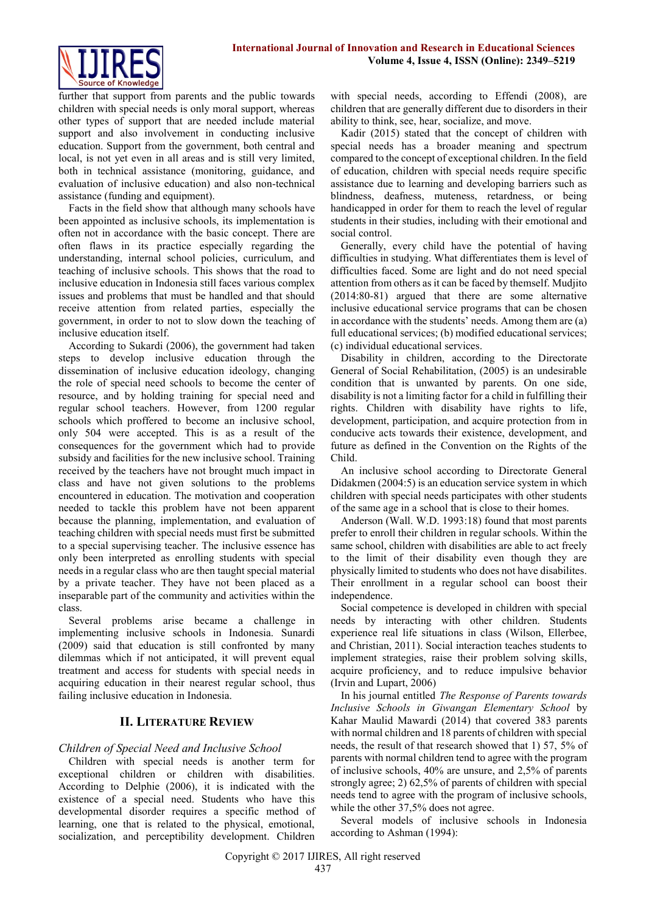further that support from parents and the public towards children with special needs is only moral support, whereas other types of support that are needed include material support and also involvement in conducting inclusive education. Support from the government, both central and local, is not yet even in all areas and is still very limited, both in technical assistance (monitoring, guidance, and evaluation of inclusive education) and also non-technical assistance (funding and equipment).

Facts in the field show that although many schools have been appointed as inclusive schools, its implementation is often not in accordance with the basic concept. There are often flaws in its practice especially regarding the understanding, internal school policies, curriculum, and teaching of inclusive schools. This shows that the road to inclusive education in Indonesia still faces various complex issues and problems that must be handled and that should receive attention from related parties, especially the government, in order to not to slow down the teaching of inclusive education itself.

According to Sukardi (2006), the government had taken steps to develop inclusive education through the dissemination of inclusive education ideology, changing the role of special need schools to become the center of resource, and by holding training for special need and regular school teachers. However, from 1200 regular schools which proffered to become an inclusive school, only 504 were accepted. This is as a result of the consequences for the government which had to provide subsidy and facilities for the new inclusive school. Training received by the teachers have not brought much impact in class and have not given solutions to the problems encountered in education. The motivation and cooperation needed to tackle this problem have not been apparent because the planning, implementation, and evaluation of teaching children with special needs must first be submitted to a special supervising teacher. The inclusive essence has only been interpreted as enrolling students with special needs in a regular class who are then taught special material by a private teacher. They have not been placed as a inseparable part of the community and activities within the class.

Several problems arise became a challenge in implementing inclusive schools in Indonesia. Sunardi (2009) said that education is still confronted by many dilemmas which if not anticipated, it will prevent equal treatment and access for students with special needs in acquiring education in their nearest regular school, thus failing inclusive education in Indonesia.

## II. Literature Review

### *Children of Special Need and Inclusive School*

Children with special needs is another term for exceptional children or children with disabilities. According to Delphie (2006), it is indicated with the existence of a special need. Students who have this developmental disorder requires a specific method of learning, one that is related to the physical, emotional, socialization, and perceptibility development. Children with special needs, according to Effendi (2008), are children that are generally different due to disorders in their ability to think, see, hear, socialize, and move.

Kadir (2015) stated that the concept of children with special needs has a broader meaning and spectrum compared to the concept of exceptional children. In the field of education, children with special needs require specific assistance due to learning and developing barriers such as blindness, deafness, muteness, retardness, or being handicapped in order for them to reach the level of regular students in their studies, including with their emotional and social control.

Generally, every child have the potential of having difficulties in studying. What differentiates them is level of difficulties faced. Some are light and do not need special attention from others as it can be faced by themself. Mudjito (2014:80-81) argued that there are some alternative inclusive educational service programs that can be chosen in accordance with the students' needs. Among them are (a) full educational services; (b) modified educational services; (c) individual educational services.

Disability in children, according to the Directorate General of Social Rehabilitation, (2005) is an undesirable condition that is unwanted by parents. On one side, disability is not a limiting factor for a child in fulfilling their rights. Children with disability have rights to life, development, participation, and acquire protection from in conducive acts towards their existence, development, and future as defined in the Convention on the Rights of the Child.

An inclusive school according to Directorate General Didakmen (2004:5) is an education service system in which children with special needs participates with other students of the same age in a school that is close to their homes.

Anderson (Wall. W.D. 1993:18) found that most parents prefer to enroll their children in regular schools. Within the same school, children with disabilities are able to act freely to the limit of their disability even though they are physically limited to students who does not have disabilites. Their enrollment in a regular school can boost their independence.

Social competence is developed in children with special needs by interacting with other children. Students experience real life situations in class (Wilson, Ellerbee, and Christian, 2011). Social interaction teaches students to implement strategies, raise their problem solving skills, acquire proficiency, and to reduce impulsive behavior (Irvin and Lupart, 2006)

In his journal entitled *The Response of Parents towards Inclusive Schools in Giwangan Elementary School* by Kahar Maulid Mawardi (2014) that covered 383 parents with normal children and 18 parents of children with special needs, the result of that research showed that 1) 57, 5% of parents with normal children tend to agree with the program of inclusive schools, 40% are unsure, and 2,5% of parents strongly agree; 2) 62,5% of parents of children with special needs tend to agree with the program of inclusive schools, while the other 37,5% does not agree.

Several models of inclusive schools in Indonesia according to Ashman (1994):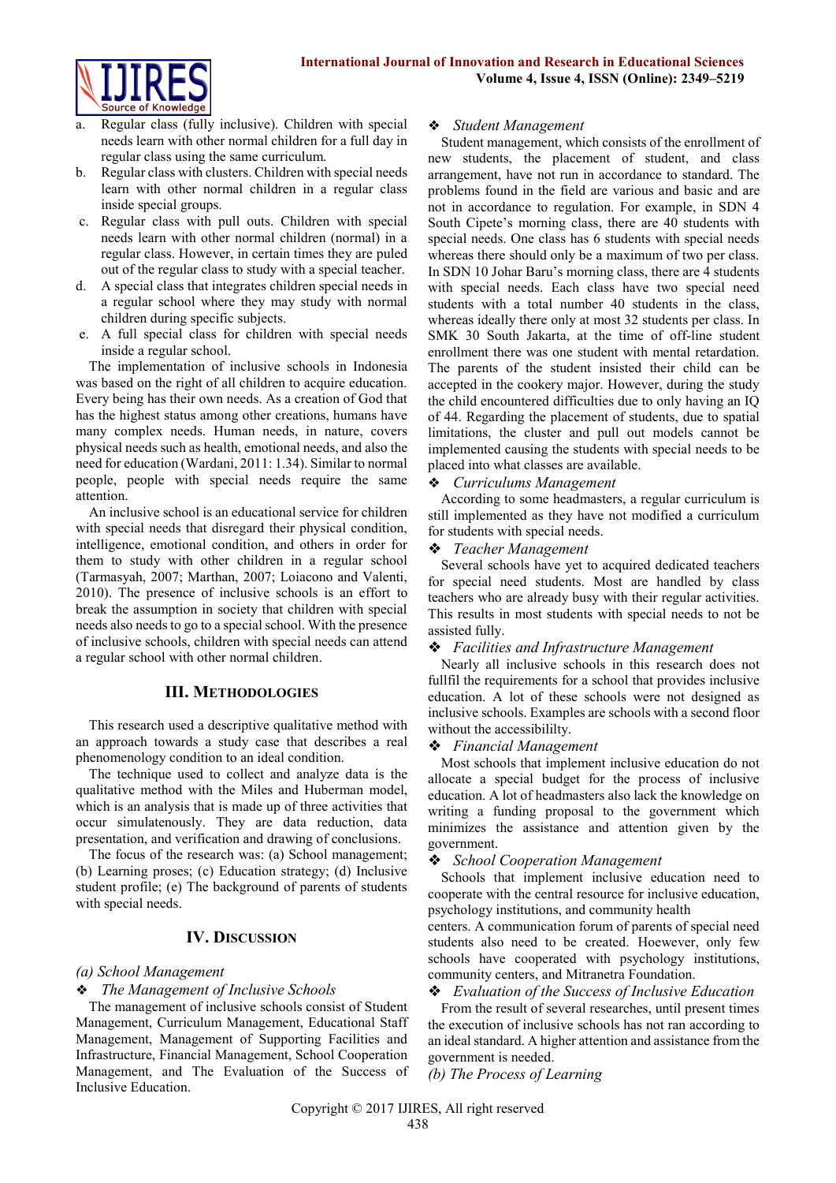a. Regular class (fully inclusive). Children with special needs learn with other normal children for a full day in regular class using the same curriculum.
b. Regular class with clusters. Children with special needs learn with other normal children in a regular class inside special groups.
c. Regular class with pull outs. Children with special needs learn with other normal children (normal) in a regular class. However, in certain times they are puled out of the regular class to study with a special teacher.
d. A special class that integrates children special needs in a regular school where they may study with normal children during specific subjects.
e. A full special class for children with special needs inside a regular school.

The implementation of inclusive schools in Indonesia was based on the right of all children to acquire education. Every being has their own needs. As a creation of God that has the highest status among other creations, humans have many complex needs. Human needs, in nature, covers physical needs such as health, emotional needs, and also the need for education (Wardani, 2011: 1.34). Similar to normal people, people with special needs require the same attention.

An inclusive school is an educational service for children with special needs that disregard their physical condition, intelligence, emotional condition, and others in order for them to study with other children in a regular school (Tarmasyah, 2007; Marthan, 2007; Loiacono and Valenti, 2010). The presence of inclusive schools is an effort to break the assumption in society that children with special needs also needs to go to a special school. With the presence of inclusive schools, children with special needs can attend a regular school with other normal children.

## III. Methodologies

This research used a descriptive qualitative method with an approach towards a study case that describes a real phenomenology condition to an ideal condition.

The technique used to collect and analyze data is the qualitative method with the Miles and Huberman model, which is an analysis that is made up of three activities that occur simultaneously. They are data reduction, data presentation, and verification and drawing of conclusions.

The focus of the research was: (a) School management; (b) Learning proses; (c) Education strategy; (d) Inclusive student profile; (e) The background of parents of students with special needs.

## IV. Discussion

*(a) School Management*

❖ *The Management of Inclusive Schools*

The management of inclusive schools consist of Student Management, Curriculum Management, Educational Staff Management, Management of Supporting Facilities and Infrastructure, Financial Management, School Cooperation Management, and The Evaluation of the Success of Inclusive Education.

❖ *Student Management*

Student management, which consists of the enrollment of new students, the placement of student, and class arrangement, have not run in accordance to standard. The problems found in the field are various and basic and are not in accordance to regulation. For example, in SDN 4 South Cipete's morning class, there are 40 students with special needs. One class has 6 students with special needs whereas there should only be a maximum of two per class. In SDN 10 Johar Baru's morning class, there are 4 students with special needs. Each class have two special need students with a total number 40 students in the class, whereas ideally there only at most 32 students per class. In SMK 30 South Jakarta, at the time of off-line student enrollment there was one student with mental retardation. The parents of the student insisted their child can be accepted in the cookery major. However, during the study the child encountered difficulties due to only having an IQ of 44. Regarding the placement of students, due to spatial limitations, the cluster and pull out models cannot be implemented causing the students with special needs to be placed into what classes are available.

❖ *Curriculums Management*

According to some headmasters, a regular curriculum is still implemented as they have not modified a curriculum for students with special needs.

❖ *Teacher Management*

Several schools have yet to acquired dedicated teachers for special need students. Most are handled by class teachers who are already busy with their regular activities. This results in most students with special needs to not be assisted fully.

❖ *Facilities and Infrastructure Management*

Nearly all inclusive schools in this research does not fullfil the requirements for a school that provides inclusive education. A lot of these schools were not designed as inclusive schools. Examples are schools with a second floor without the accessibililty.

❖ *Financial Management*

Most schools that implement inclusive education do not allocate a special budget for the process of inclusive education. A lot of headmasters also lack the knowledge on writing a funding proposal to the government which minimizes the assistance and attention given by the government.

❖ *School Cooperation Management*

Schools that implement inclusive education need to cooperate with the central resource for inclusive education, psychology institutions, and community health centers. A communication forum of parents of special need students also need to be created. Hoewever, only few schools have cooperated with psychology institutions, community centers, and Mitranetra Foundation.

❖ *Evaluation of the Success of Inclusive Education*

From the result of several researches, until present times the execution of inclusive schools has not ran according to an ideal standard. A higher attention and assistance from the government is needed.

*(b) The Process of Learning*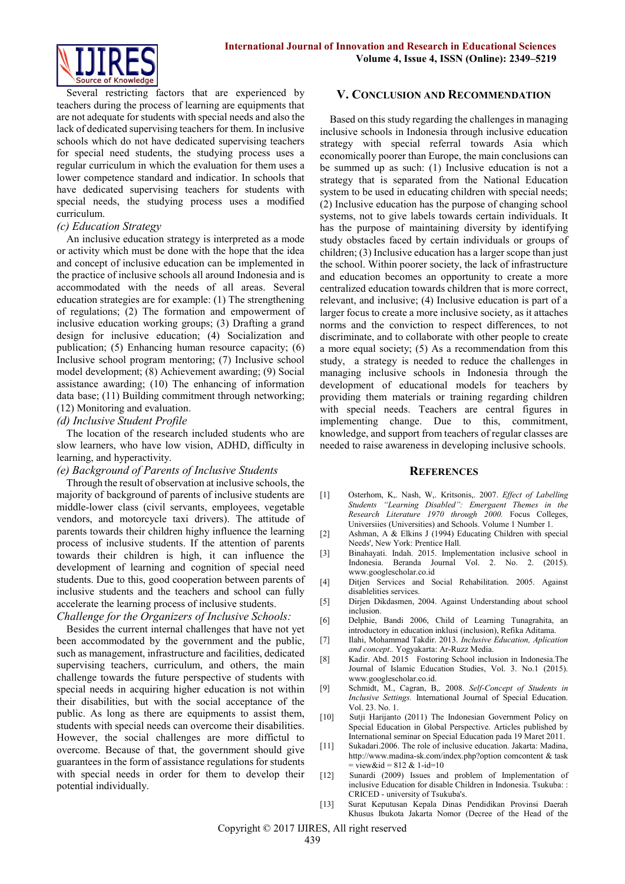Several restricting factors that are experienced by teachers during the process of learning are equipments that are not adequate for students with special needs and also the lack of dedicated supervising teachers for them. In inclusive schools which do not have dedicated supervising teachers for special need students, the studying process uses a regular curriculum in which the evaluation for them uses a lower competence standard and indicatior. In schools that have dedicated supervising teachers for students with special needs, the studying process uses a modified curriculum.

*(c) Education Strategy*

An inclusive education strategy is interpreted as a mode or activity which must be done with the hope that the idea and concept of inclusive education can be implemented in the practice of inclusive schools all around Indonesia and is accommodated with the needs of all areas. Several education strategies are for example: (1) The strengthening of regulations; (2) The formation and empowerment of inclusive education working groups; (3) Drafting a grand design for inclusive education; (4) Socialization and publication; (5) Enhancing human resource capacity; (6) Inclusive school program mentoring; (7) Inclusive school model development; (8) Achievement awarding; (9) Social assistance awarding; (10) The enhancing of information data base; (11) Building commitment through networking; (12) Monitoring and evaluation.

*(d) Inclusive Student Profile*

The location of the research included students who are slow learners, who have low vision, ADHD, difficulty in learning, and hyperactivity.

*(e) Background of Parents of Inclusive Students*

Through the result of observation at inclusive schools, the majority of background of parents of inclusive students are middle-lower class (civil servants, employees, vegetable vendors, and motorcycle taxi drivers). The attitude of parents towards their children highy influence the learning process of inclusive students. If the attention of parents towards their children is high, it can influence the development of learning and cognition of special need students. Due to this, good cooperation between parents of inclusive students and the teachers and school can fully accelerate the learning process of inclusive students.

*Challenge for the Organizers of Inclusive Schools:*

Besides the current internal challenges that have not yet been accommodated by the government and the public, such as management, infrastructure and facilities, dedicated supervising teachers, curriculum, and others, the main challenge towards the future perspective of students with special needs in acquiring higher education is not within their disabilities, but with the social acceptance of the public. As long as there are equipments to assist them, students with special needs can overcome their disabilities. However, the social challenges are more diffictul to overcome. Because of that, the government should give guarantees in the form of assistance regulations for students with special needs in order for them to develop their potential individually.

## V. Conclusion and Recommendation

Based on this study regarding the challenges in managing inclusive schools in Indonesia through inclusive education strategy with special referral towards Asia which economically poorer than Europe, the main conclusions can be summed up as such: (1) Inclusive education is not a strategy that is separated from the National Education system to be used in educating children with special needs; (2) Inclusive education has the purpose of changing school systems, not to give labels towards certain individuals. It has the purpose of maintaining diversity by identifying study obstacles faced by certain individuals or groups of children; (3) Inclusive education has a larger scope than just the school. Within poorer society, the lack of infrastructure and education becomes an opportunity to create a more centralized education towards children that is more correct, relevant, and inclusive; (4) Inclusive education is part of a larger focus to create a more inclusive society, as it attaches norms and the conviction to respect differences, to not discriminate, and to collaborate with other people to create a more equal society; (5) As a recommendation from this study, a strategy is needed to reduce the challenges in managing inclusive schools in Indonesia through the development of educational models for teachers by providing them materials or training regarding children with special needs. Teachers are central figures in implementing change. Due to this, commitment, knowledge, and support from teachers of regular classes are needed to raise awareness in developing inclusive schools.

## References

[1] Osterhom, K,. Nash, W,. Kritsonis,. 2007. *Effect of Labelling Students "Learning Disabled": Emergaent Themes in the Research Literature 1970 through 2000.* Focus Colleges, Universiies (Universities) and Schools. Volume 1 Number 1.

[2] Ashman, A & Elkins J (1994) Educating Children with special Needs', New York: Prentice Hall.

[3] Binahayati. Indah. 2015. Implementation inclusive school in Indonesia. Beranda Journal Vol. 2. No. 2. (2015). www.googlescholar.co.id

[4] Ditjen Services and Social Rehabilitation. 2005. Against disablelities services.

[5] Dirjen Dikdasmen, 2004. Against Understanding about school inclusion.

[6] Delphie, Bandi 2006, Child of Learning Tunagrahita, an introductory in education inklusi (inclusion), Refika Aditama.

[7] Ilahi, Mohammad Takdir. 2013. *Inclusive Education, Aplication and concept.*. Yogyakarta: Ar-Ruzz Media.

[8] Kadir. Abd. 2015 Fostoring School inclusion in Indonesia.The Journal of Islamic Education Studies, Vol. 3. No.1 (2015). www.googlescholar.co.id.

[9] Schmidt, M., Cagran, B,. 2008. *Self-Concept of Students in Inclusive Settings.* International Journal of Special Education. Vol. 23. No. 1.

[10] Sutji Harijanto (2011) The Indonesian Government Policy on Special Education in Global Perspective. Articles published by International seminar on Special Education pada 19 Maret 2011.

[11] Sukadari.2006. The role of inclusive education. Jakarta: Madina, http://www.madina-sk.com/index.php?option comcontent & task = view&id = 812 & 1-id=10

[12] Sunardi (2009) Issues and problem of Implementation of inclusive Education for disable Children in Indonesia. Tsukuba: : CRICED - university of Tsukuba's.

[13] Surat Keputusan Kepala Dinas Pendidikan Provinsi Daerah Khusus Ibukota Jakarta Nomor (Decree of the Head of the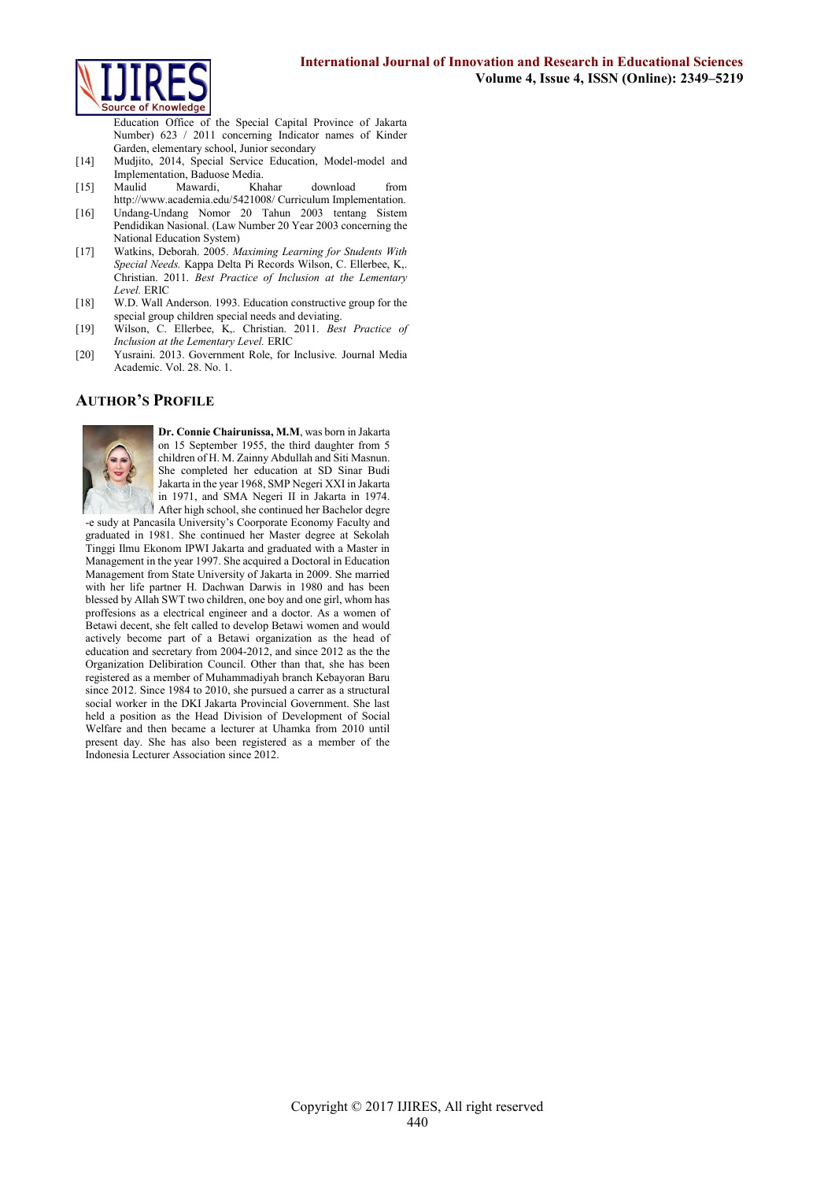Education Office of the Special Capital Province of Jakarta Number) 623 / 2011 concerning Indicator names of Kinder Garden, elementary school, Junior secondary

[14] Mudjito, 2014, Special Service Education, Model-model and Implementation, Baduose Media.

[15] Maulid Mawardi, Khahar download from http://www.academia.edu/5421008/ Curriculum Implementation.

[16] Undang-Undang Nomor 20 Tahun 2003 tentang Sistem Pendidikan Nasional. (Law Number 20 Year 2003 concerning the National Education System)

[17] Watkins, Deborah. 2005. *Maximing Learning for Students With Special Needs.* Kappa Delta Pi Records Wilson, C. Ellerbee, K,. Christian. 2011. *Best Practice of Inclusion at the Lementary Level.* ERIC

[18] W.D. Wall Anderson. 1993. Education constructive group for the special group children special needs and deviating.

[19] Wilson, C. Ellerbee, K,. Christian. 2011. *Best Practice of Inclusion at the Lementary Level.* ERIC

[20] Yusraini. 2013. Government Role, for Inclusive*.* Journal Media Academic. Vol. 28. No. 1.

## AUTHOR'S PROFILE

**Dr. Connie Chairunissa, M.M**, was born in Jakarta on 15 September 1955, the third daughter from 5 children of H. M. Zainny Abdullah and Siti Masnun. She completed her education at SD Sinar Budi Jakarta in the year 1968, SMP Negeri XXI in Jakarta in 1971, and SMA Negeri II in Jakarta in 1974. After high school, she continued her Bachelor degre -e sudy at Pancasila University's Coorporate Economy Faculty and graduated in 1981. She continued her Master degree at Sekolah Tinggi Ilmu Ekonom IPWI Jakarta and graduated with a Master in Management in the year 1997. She acquired a Doctoral in Education Management from State University of Jakarta in 2009. She married with her life partner H. Dachwan Darwis in 1980 and has been blessed by Allah SWT two children, one boy and one girl, whom has proffesions as a electrical engineer and a doctor. As a women of Betawi decent, she felt called to develop Betawi women and would actively become part of a Betawi organization as the head of education and secretary from 2004-2012, and since 2012 as the the Organization Delibiration Council. Other than that, she has been registered as a member of Muhammadiyah branch Kebayoran Baru since 2012. Since 1984 to 2010, she pursued a carrer as a structural social worker in the DKI Jakarta Provincial Government. She last held a position as the Head Division of Development of Social Welfare and then became a lecturer at Uhamka from 2010 until present day. She has also been registered as a member of the Indonesia Lecturer Association since 2012.